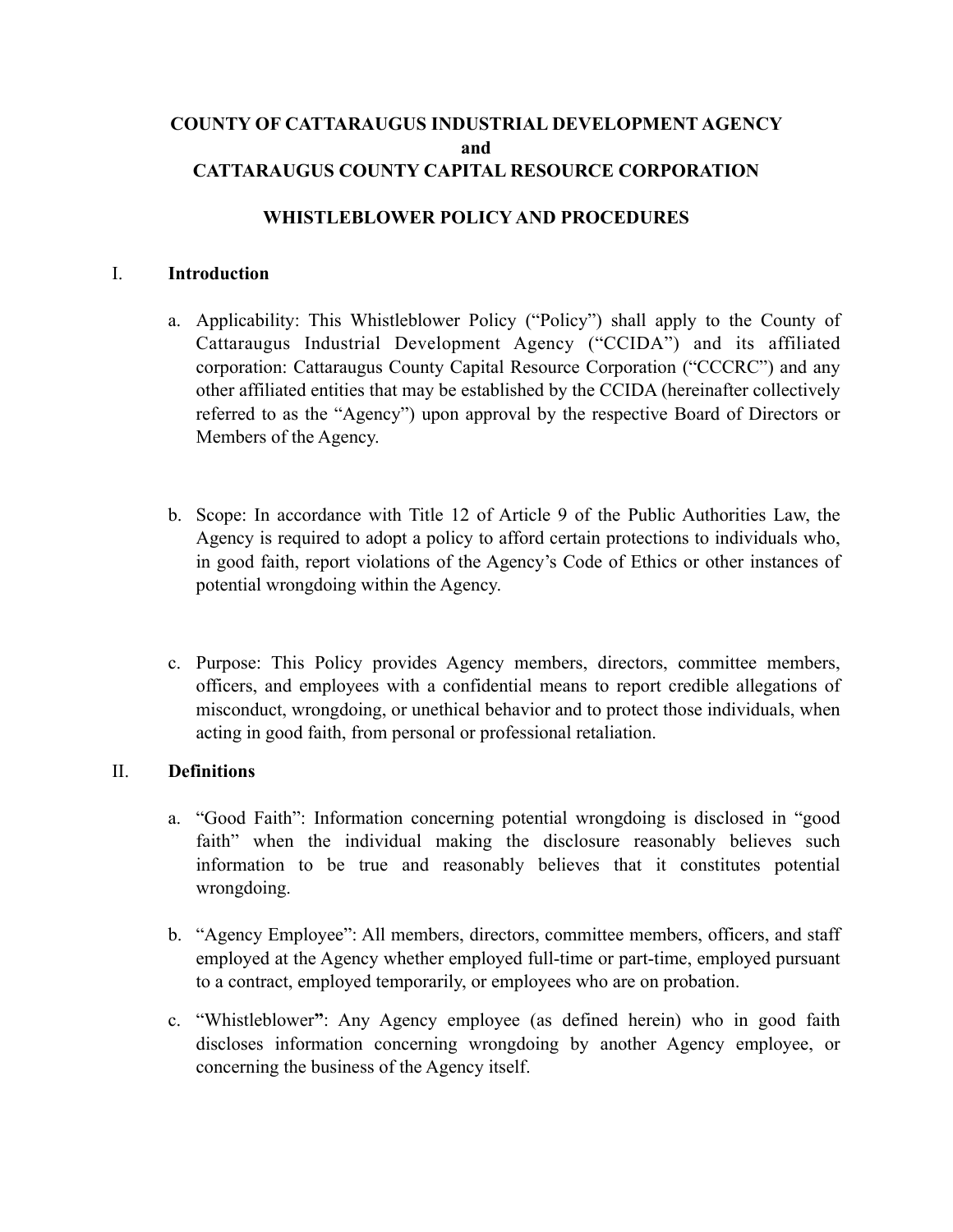# COUNTY OF CATTARAUGUS INDUSTRIAL DEVELOPMENT AGENCY
# and
# CATTARAUGUS COUNTY CAPITAL RESOURCE CORPORATION

## WHISTLEBLOWER POLICY AND PROCEDURES

### I. Introduction

a. Applicability: This Whistleblower Policy ("Policy") shall apply to the County of Cattaraugus Industrial Development Agency ("CCIDA") and its affiliated corporation: Cattaraugus County Capital Resource Corporation ("CCCRC") and any other affiliated entities that may be established by the CCIDA (hereinafter collectively referred to as the "Agency") upon approval by the respective Board of Directors or Members of the Agency.

b. Scope: In accordance with Title 12 of Article 9 of the Public Authorities Law, the Agency is required to adopt a policy to afford certain protections to individuals who, in good faith, report violations of the Agency's Code of Ethics or other instances of potential wrongdoing within the Agency.

c. Purpose: This Policy provides Agency members, directors, committee members, officers, and employees with a confidential means to report credible allegations of misconduct, wrongdoing, or unethical behavior and to protect those individuals, when acting in good faith, from personal or professional retaliation.

### II. Definitions

a. "Good Faith": Information concerning potential wrongdoing is disclosed in "good faith" when the individual making the disclosure reasonably believes such information to be true and reasonably believes that it constitutes potential wrongdoing.

b. "Agency Employee": All members, directors, committee members, officers, and staff employed at the Agency whether employed full-time or part-time, employed pursuant to a contract, employed temporarily, or employees who are on probation.

c. "Whistleblower": Any Agency employee (as defined herein) who in good faith discloses information concerning wrongdoing by another Agency employee, or concerning the business of the Agency itself.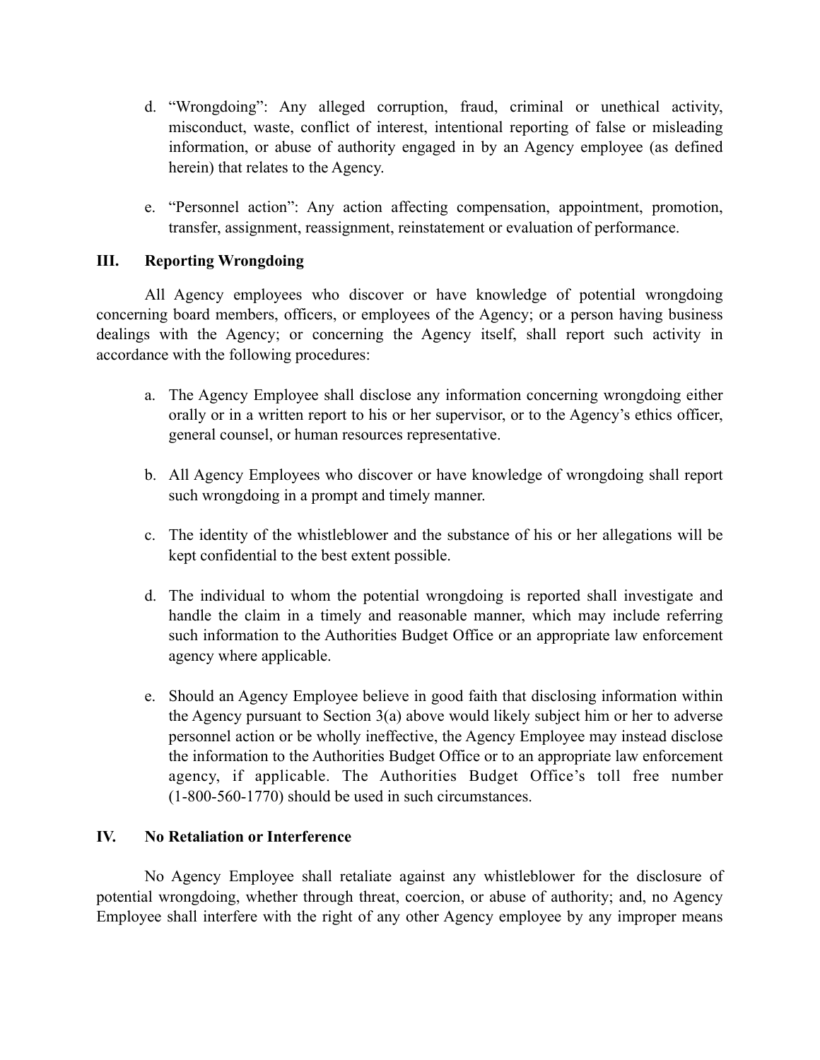d. "Wrongdoing": Any alleged corruption, fraud, criminal or unethical activity, misconduct, waste, conflict of interest, intentional reporting of false or misleading information, or abuse of authority engaged in by an Agency employee (as defined herein) that relates to the Agency.

e. "Personnel action": Any action affecting compensation, appointment, promotion, transfer, assignment, reassignment, reinstatement or evaluation of performance.

## III. Reporting Wrongdoing

All Agency employees who discover or have knowledge of potential wrongdoing concerning board members, officers, or employees of the Agency; or a person having business dealings with the Agency; or concerning the Agency itself, shall report such activity in accordance with the following procedures:

a. The Agency Employee shall disclose any information concerning wrongdoing either orally or in a written report to his or her supervisor, or to the Agency's ethics officer, general counsel, or human resources representative.

b. All Agency Employees who discover or have knowledge of wrongdoing shall report such wrongdoing in a prompt and timely manner.

c. The identity of the whistleblower and the substance of his or her allegations will be kept confidential to the best extent possible.

d. The individual to whom the potential wrongdoing is reported shall investigate and handle the claim in a timely and reasonable manner, which may include referring such information to the Authorities Budget Office or an appropriate law enforcement agency where applicable.

e. Should an Agency Employee believe in good faith that disclosing information within the Agency pursuant to Section 3(a) above would likely subject him or her to adverse personnel action or be wholly ineffective, the Agency Employee may instead disclose the information to the Authorities Budget Office or to an appropriate law enforcement agency, if applicable. The Authorities Budget Office's toll free number (1-800-560-1770) should be used in such circumstances.

## IV. No Retaliation or Interference

No Agency Employee shall retaliate against any whistleblower for the disclosure of potential wrongdoing, whether through threat, coercion, or abuse of authority; and, no Agency Employee shall interfere with the right of any other Agency employee by any improper means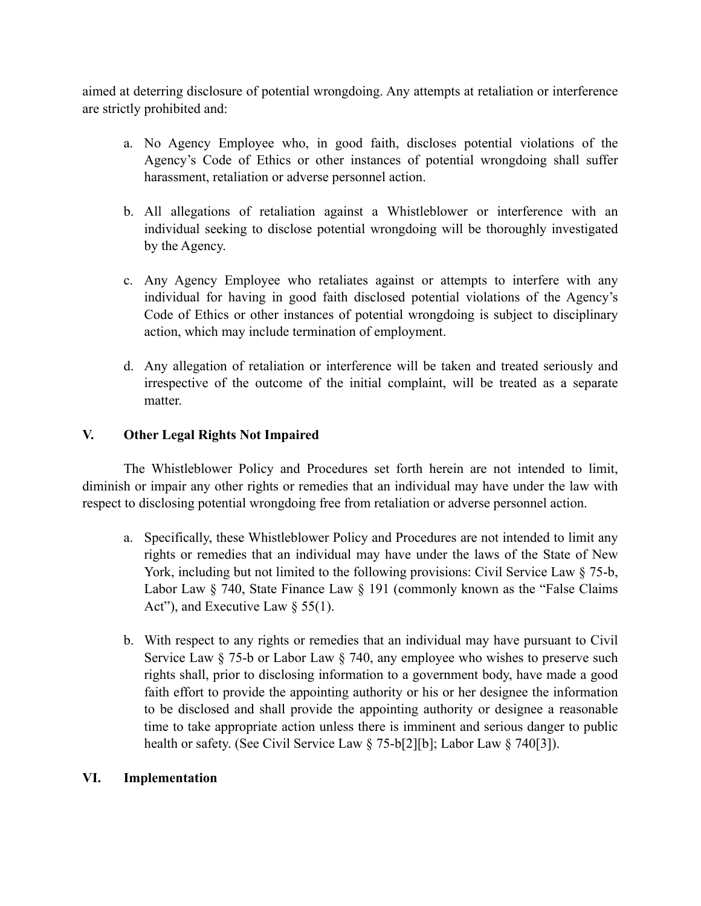aimed at deterring disclosure of potential wrongdoing. Any attempts at retaliation or interference are strictly prohibited and:

a. No Agency Employee who, in good faith, discloses potential violations of the Agency's Code of Ethics or other instances of potential wrongdoing shall suffer harassment, retaliation or adverse personnel action.

b. All allegations of retaliation against a Whistleblower or interference with an individual seeking to disclose potential wrongdoing will be thoroughly investigated by the Agency.

c. Any Agency Employee who retaliates against or attempts to interfere with any individual for having in good faith disclosed potential violations of the Agency's Code of Ethics or other instances of potential wrongdoing is subject to disciplinary action, which may include termination of employment.

d. Any allegation of retaliation or interference will be taken and treated seriously and irrespective of the outcome of the initial complaint, will be treated as a separate matter.

## V. Other Legal Rights Not Impaired

The Whistleblower Policy and Procedures set forth herein are not intended to limit, diminish or impair any other rights or remedies that an individual may have under the law with respect to disclosing potential wrongdoing free from retaliation or adverse personnel action.

a. Specifically, these Whistleblower Policy and Procedures are not intended to limit any rights or remedies that an individual may have under the laws of the State of New York, including but not limited to the following provisions: Civil Service Law § 75-b, Labor Law § 740, State Finance Law § 191 (commonly known as the "False Claims Act"), and Executive Law § 55(1).

b. With respect to any rights or remedies that an individual may have pursuant to Civil Service Law § 75-b or Labor Law § 740, any employee who wishes to preserve such rights shall, prior to disclosing information to a government body, have made a good faith effort to provide the appointing authority or his or her designee the information to be disclosed and shall provide the appointing authority or designee a reasonable time to take appropriate action unless there is imminent and serious danger to public health or safety. (See Civil Service Law § 75-b[2][b]; Labor Law § 740[3]).

## VI. Implementation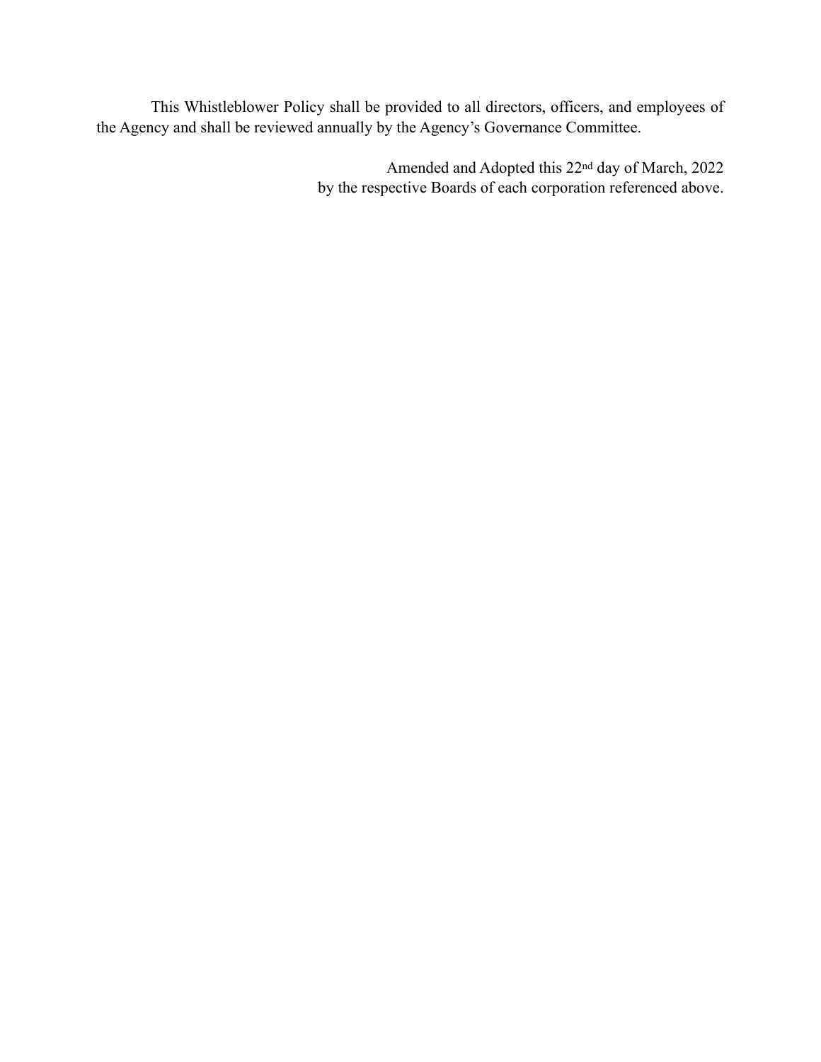This Whistleblower Policy shall be provided to all directors, officers, and employees of the Agency and shall be reviewed annually by the Agency's Governance Committee.

Amended and Adopted this 22nd day of March, 2022
by the respective Boards of each corporation referenced above.